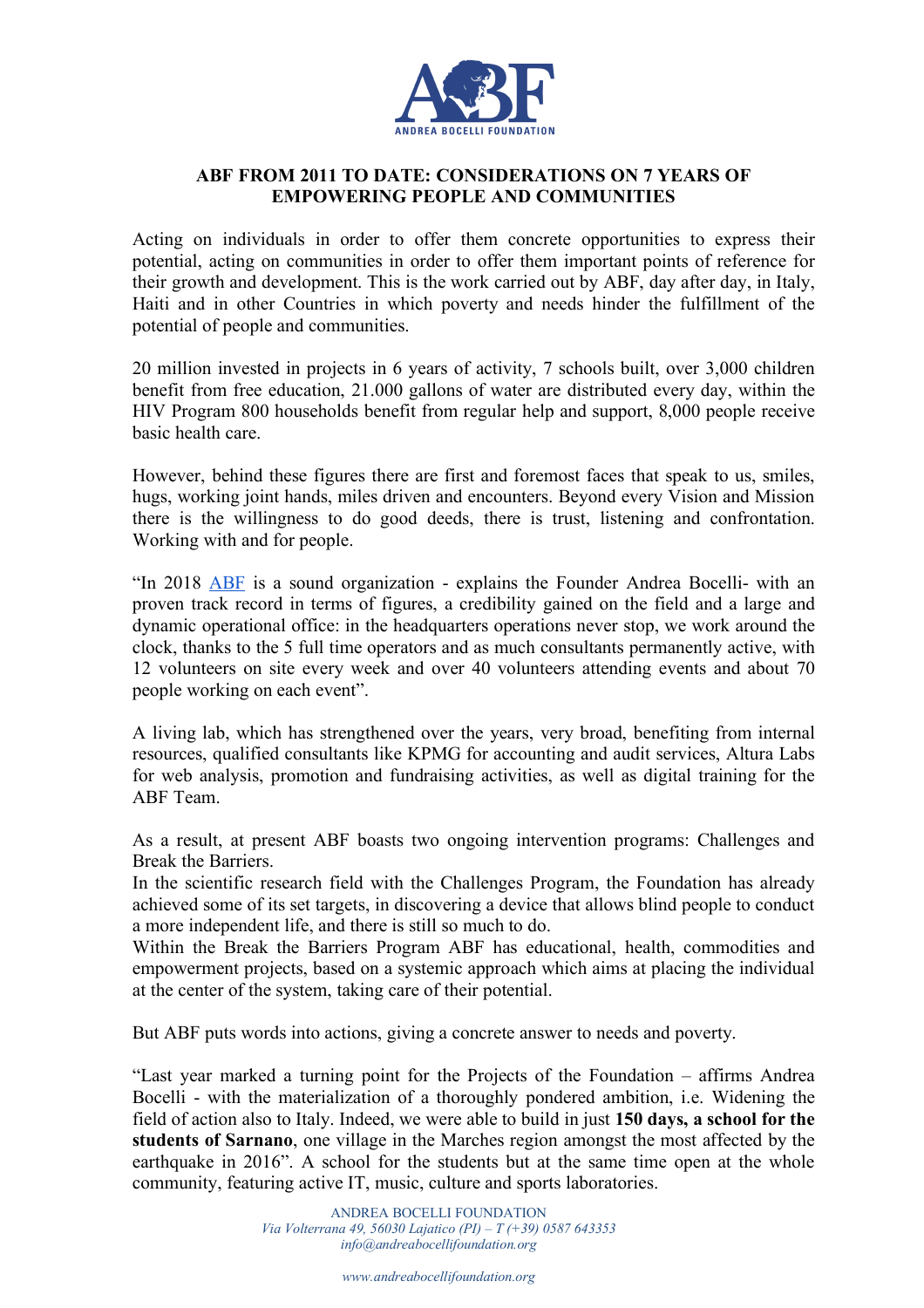# ABF FROM 2011 TO DATE: CONSIDERATIONS ON 7 YEARS OF EMPOWERING PEOPLE AND COMMUNITIES

Acting on individuals in order to offer them concrete opportunities to express their potential, acting on communities in order to offer them important points of reference for their growth and development. This is the work carried out by ABF, day after day, in Italy, Haiti and in other Countries in which poverty and needs hinder the fulfillment of the potential of people and communities.

20 million invested in projects in 6 years of activity, 7 schools built, over 3,000 children benefit from free education, 21.000 gallons of water are distributed every day, within the HIV Program 800 households benefit from regular help and support, 8,000 people receive basic health care.

However, behind these figures there are first and foremost faces that speak to us, smiles, hugs, working joint hands, miles driven and encounters. Beyond every Vision and Mission there is the willingness to do good deeds, there is trust, listening and confrontation. Working with and for people.

"In 2018 ABF is a sound organization - explains the Founder Andrea Bocelli- with an proven track record in terms of figures, a credibility gained on the field and a large and dynamic operational office: in the headquarters operations never stop, we work around the clock, thanks to the 5 full time operators and as much consultants permanently active, with 12 volunteers on site every week and over 40 volunteers attending events and about 70 people working on each event".

A living lab, which has strengthened over the years, very broad, benefiting from internal resources, qualified consultants like KPMG for accounting and audit services, Altura Labs for web analysis, promotion and fundraising activities, as well as digital training for the ABF Team.

As a result, at present ABF boasts two ongoing intervention programs: Challenges and Break the Barriers.
In the scientific research field with the Challenges Program, the Foundation has already achieved some of its set targets, in discovering a device that allows blind people to conduct a more independent life, and there is still so much to do.
Within the Break the Barriers Program ABF has educational, health, commodities and empowerment projects, based on a systemic approach which aims at placing the individual at the center of the system, taking care of their potential.

But ABF puts words into actions, giving a concrete answer to needs and poverty.

"Last year marked a turning point for the Projects of the Foundation – affirms Andrea Bocelli - with the materialization of a thoroughly pondered ambition, i.e. Widening the field of action also to Italy. Indeed, we were able to build in just **150 days, a school for the students of Sarnano**, one village in the Marches region amongst the most affected by the earthquake in 2016". A school for the students but at the same time open at the whole community, featuring active IT, music, culture and sports laboratories.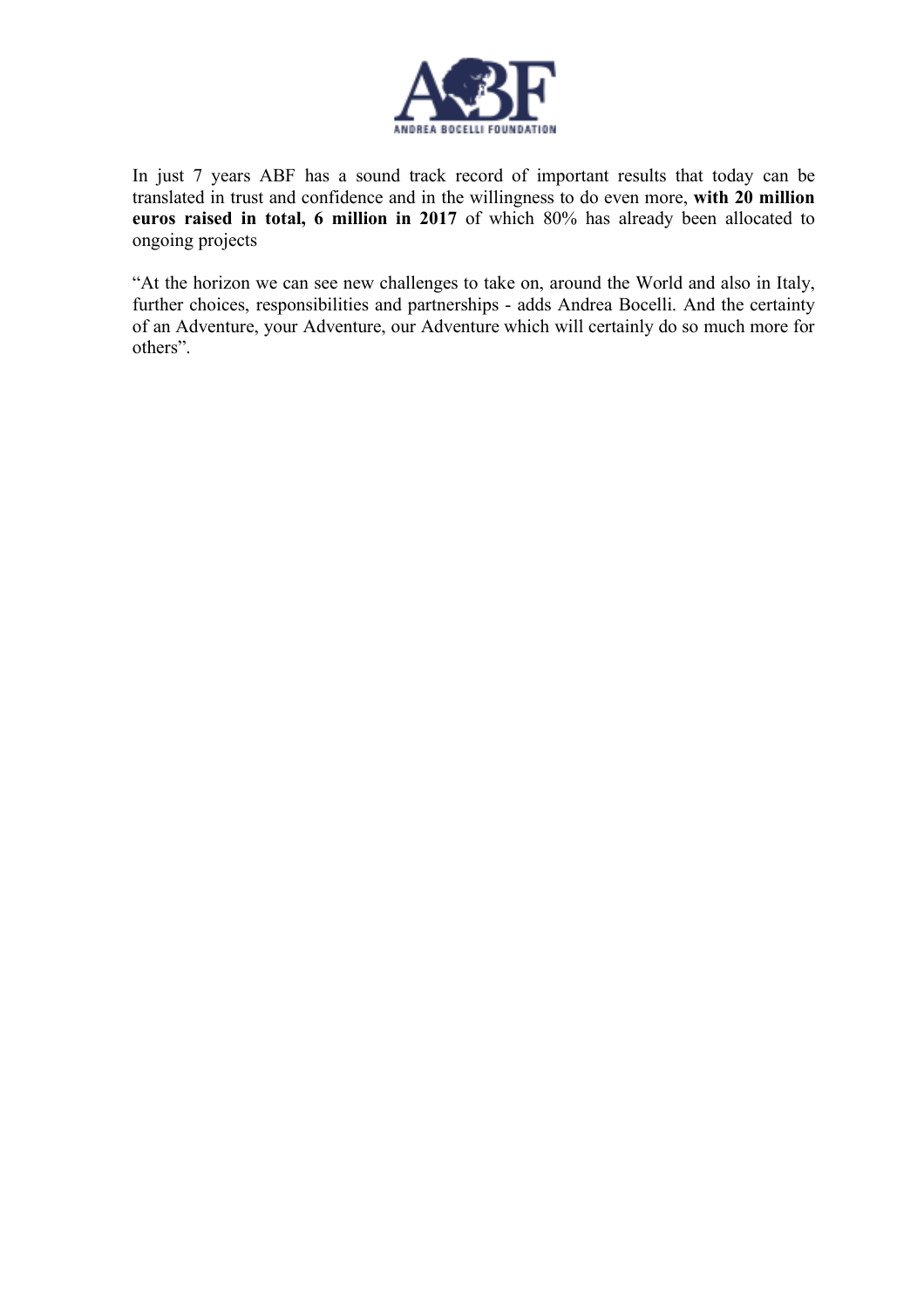In just 7 years ABF has a sound track record of important results that today can be translated in trust and confidence and in the willingness to do even more, **with 20 million euros raised in total, 6 million in 2017** of which 80% has already been allocated to ongoing projects

"At the horizon we can see new challenges to take on, around the World and also in Italy, further choices, responsibilities and partnerships - adds Andrea Bocelli. And the certainty of an Adventure, your Adventure, our Adventure which will certainly do so much more for others".